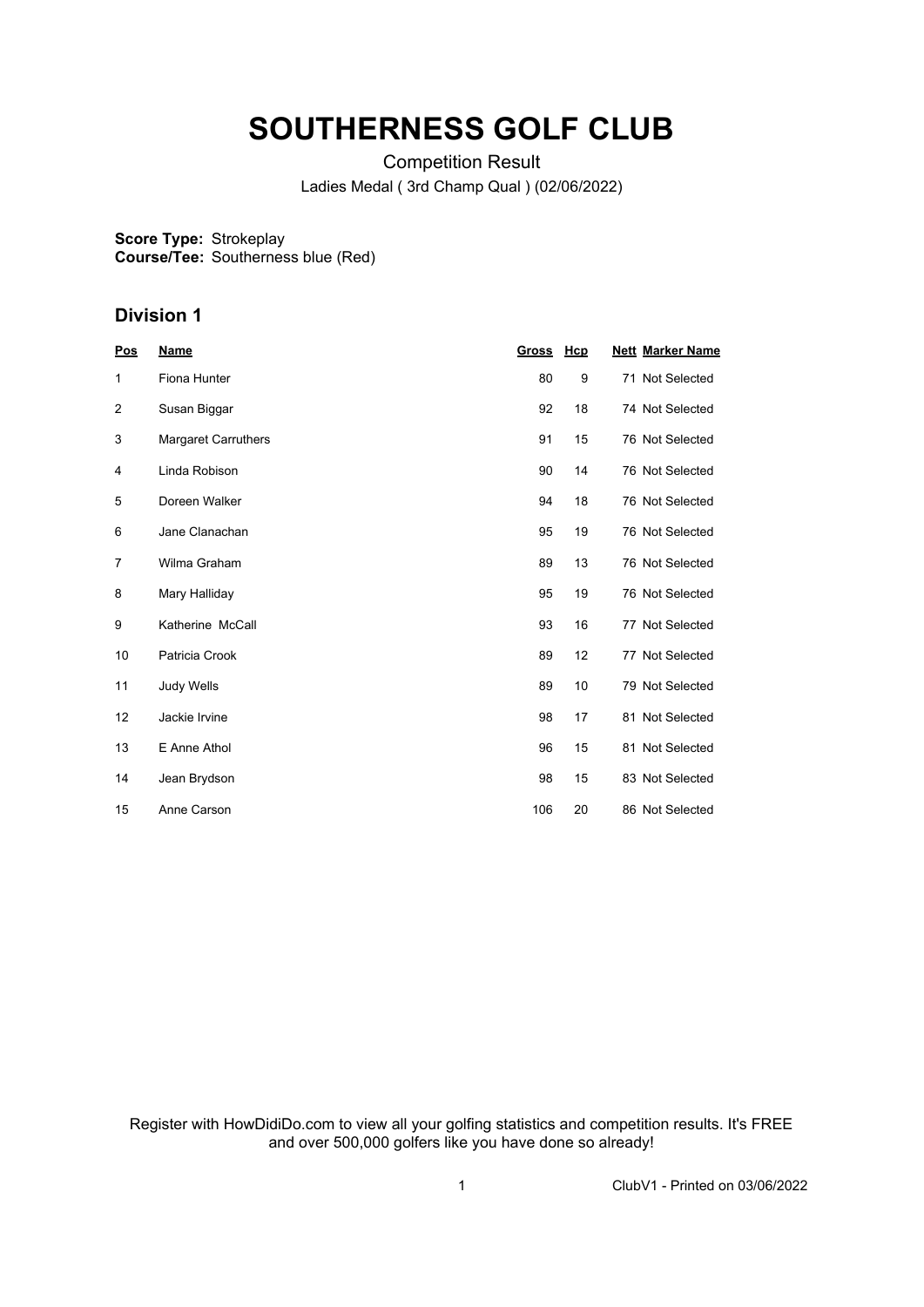# SOUTHERNESS GOLF CLUB

Competition Result

Ladies Medal ( 3rd Champ Qual ) (02/06/2022)

**Score Type:** Strokeplay
**Course/Tee:** Southerness blue (Red)

## Division 1

| Pos | Name | Gross | Hcp | Nett | Marker Name |
|---|---|---|---|---|---|
| 1 | Fiona Hunter | 80 | 9 | 71 | Not Selected |
| 2 | Susan Biggar | 92 | 18 | 74 | Not Selected |
| 3 | Margaret Carruthers | 91 | 15 | 76 | Not Selected |
| 4 | Linda Robison | 90 | 14 | 76 | Not Selected |
| 5 | Doreen Walker | 94 | 18 | 76 | Not Selected |
| 6 | Jane Clanachan | 95 | 19 | 76 | Not Selected |
| 7 | Wilma Graham | 89 | 13 | 76 | Not Selected |
| 8 | Mary Halliday | 95 | 19 | 76 | Not Selected |
| 9 | Katherine McCall | 93 | 16 | 77 | Not Selected |
| 10 | Patricia Crook | 89 | 12 | 77 | Not Selected |
| 11 | Judy Wells | 89 | 10 | 79 | Not Selected |
| 12 | Jackie Irvine | 98 | 17 | 81 | Not Selected |
| 13 | E Anne Athol | 96 | 15 | 81 | Not Selected |
| 14 | Jean Brydson | 98 | 15 | 83 | Not Selected |
| 15 | Anne Carson | 106 | 20 | 86 | Not Selected |

Register with HowDidiDo.com to view all your golfing statistics and competition results. It's FREE and over 500,000 golfers like you have done so already!

ClubV1 - Printed on 03/06/2022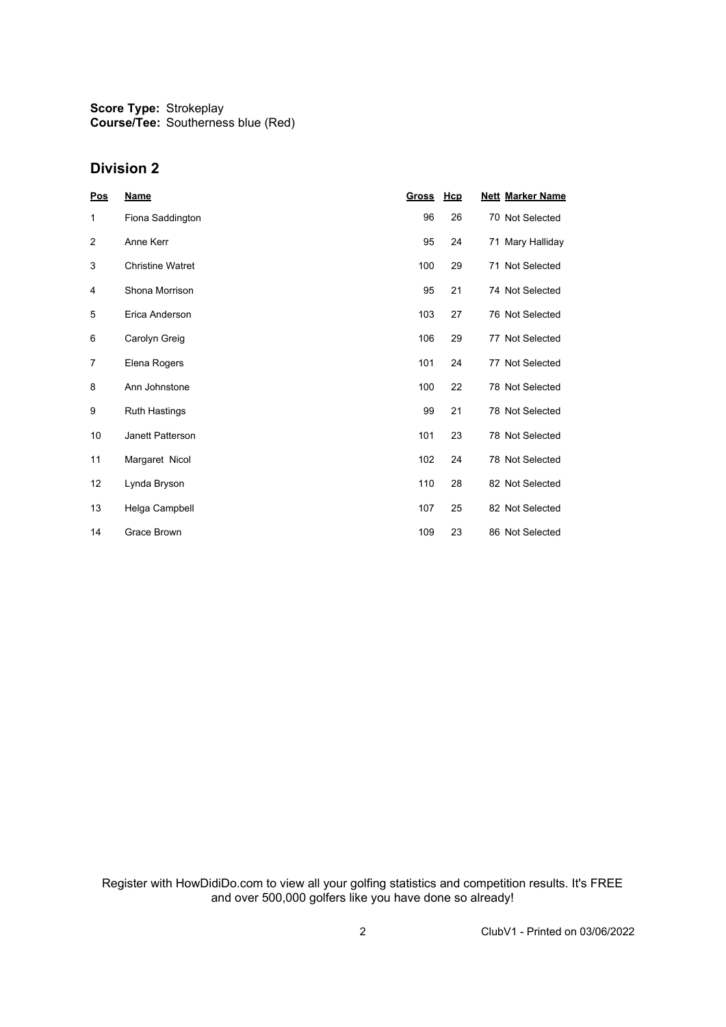**Score Type:** Strokeplay
**Course/Tee:** Southerness blue (Red)

## Division 2

| Pos | Name | Gross | Hcp | Nett | Marker Name |
|---|---|---|---|---|---|
| 1 | Fiona Saddington | 96 | 26 | 70 | Not Selected |
| 2 | Anne Kerr | 95 | 24 | 71 | Mary Halliday |
| 3 | Christine Watret | 100 | 29 | 71 | Not Selected |
| 4 | Shona Morrison | 95 | 21 | 74 | Not Selected |
| 5 | Erica Anderson | 103 | 27 | 76 | Not Selected |
| 6 | Carolyn Greig | 106 | 29 | 77 | Not Selected |
| 7 | Elena Rogers | 101 | 24 | 77 | Not Selected |
| 8 | Ann Johnstone | 100 | 22 | 78 | Not Selected |
| 9 | Ruth Hastings | 99 | 21 | 78 | Not Selected |
| 10 | Janett Patterson | 101 | 23 | 78 | Not Selected |
| 11 | Margaret Nicol | 102 | 24 | 78 | Not Selected |
| 12 | Lynda Bryson | 110 | 28 | 82 | Not Selected |
| 13 | Helga Campbell | 107 | 25 | 82 | Not Selected |
| 14 | Grace Brown | 109 | 23 | 86 | Not Selected |

Register with HowDidiDo.com to view all your golfing statistics and competition results. It's FREE and over 500,000 golfers like you have done so already!

ClubV1 - Printed on 03/06/2022